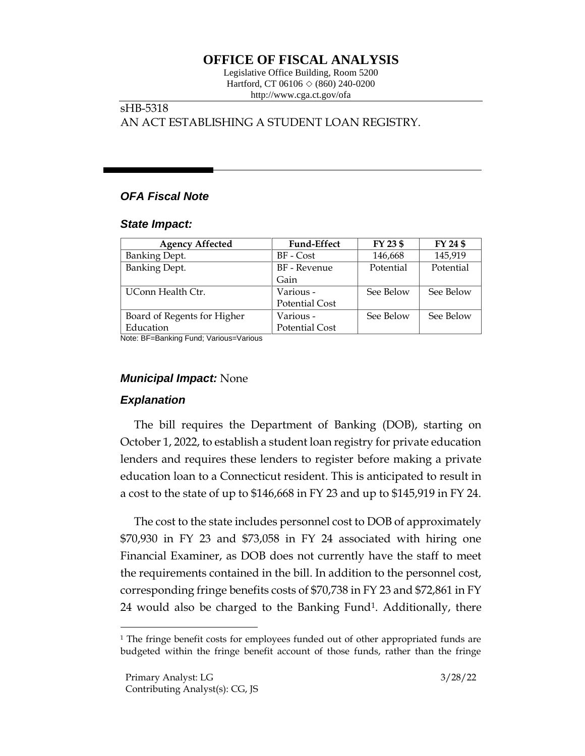# OFFICE OF FISCAL ANALYSIS

Legislative Office Building, Room 5200
Hartford, CT 06106 ◇ (860) 240-0200
http://www.cga.ct.gov/ofa

sHB-5318
AN ACT ESTABLISHING A STUDENT LOAN REGISTRY.

## *OFA Fiscal Note*

### *State Impact:*

| Agency Affected | Fund-Effect | FY 23 $ | FY 24 $ |
|---|---|---|---|
| Banking Dept. | BF - Cost | 146,668 | 145,919 |
| Banking Dept. | BF - Revenue Gain | Potential | Potential |
| UConn Health Ctr. | Various - Potential Cost | See Below | See Below |
| Board of Regents for Higher Education | Various - Potential Cost | See Below | See Below |

Note: BF=Banking Fund; Various=Various

### *Municipal Impact:* None

### *Explanation*

The bill requires the Department of Banking (DOB), starting on October 1, 2022, to establish a student loan registry for private education lenders and requires these lenders to register before making a private education loan to a Connecticut resident. This is anticipated to result in a cost to the state of up to $146,668 in FY 23 and up to $145,919 in FY 24.

The cost to the state includes personnel cost to DOB of approximately $70,930 in FY 23 and $73,058 in FY 24 associated with hiring one Financial Examiner, as DOB does not currently have the staff to meet the requirements contained in the bill. In addition to the personnel cost, corresponding fringe benefits costs of $70,738 in FY 23 and $72,861 in FY 24 would also be charged to the Banking Fund[1]. Additionally, there

[1] The fringe benefit costs for employees funded out of other appropriated funds are budgeted within the fringe benefit account of those funds, rather than the fringe

Primary Analyst: LG
Contributing Analyst(s): CG, JS

3/28/22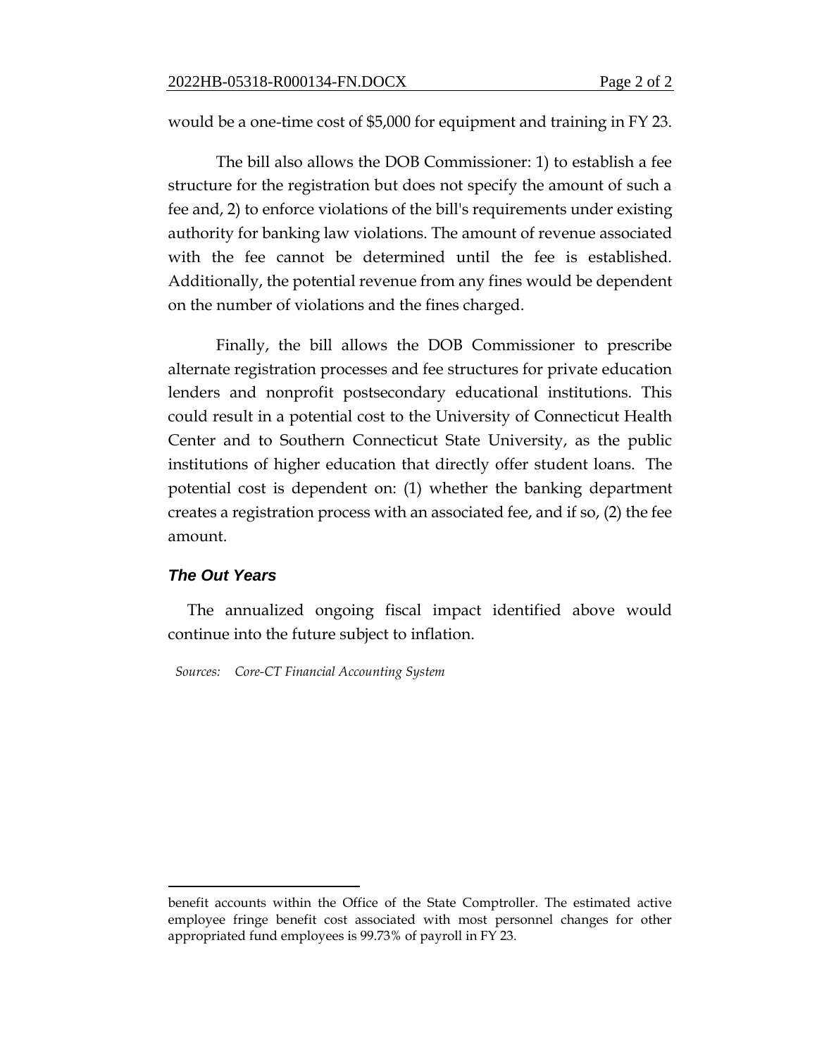would be a one-time cost of $5,000 for equipment and training in FY 23.

The bill also allows the DOB Commissioner: 1) to establish a fee structure for the registration but does not specify the amount of such a fee and, 2) to enforce violations of the bill's requirements under existing authority for banking law violations. The amount of revenue associated with the fee cannot be determined until the fee is established. Additionally, the potential revenue from any fines would be dependent on the number of violations and the fines charged.

Finally, the bill allows the DOB Commissioner to prescribe alternate registration processes and fee structures for private education lenders and nonprofit postsecondary educational institutions. This could result in a potential cost to the University of Connecticut Health Center and to Southern Connecticut State University, as the public institutions of higher education that directly offer student loans. The potential cost is dependent on: (1) whether the banking department creates a registration process with an associated fee, and if so, (2) the fee amount.

### *The Out Years*

The annualized ongoing fiscal impact identified above would continue into the future subject to inflation.

*Sources: Core-CT Financial Accounting System*

---

benefit accounts within the Office of the State Comptroller. The estimated active employee fringe benefit cost associated with most personnel changes for other appropriated fund employees is 99.73% of payroll in FY 23.